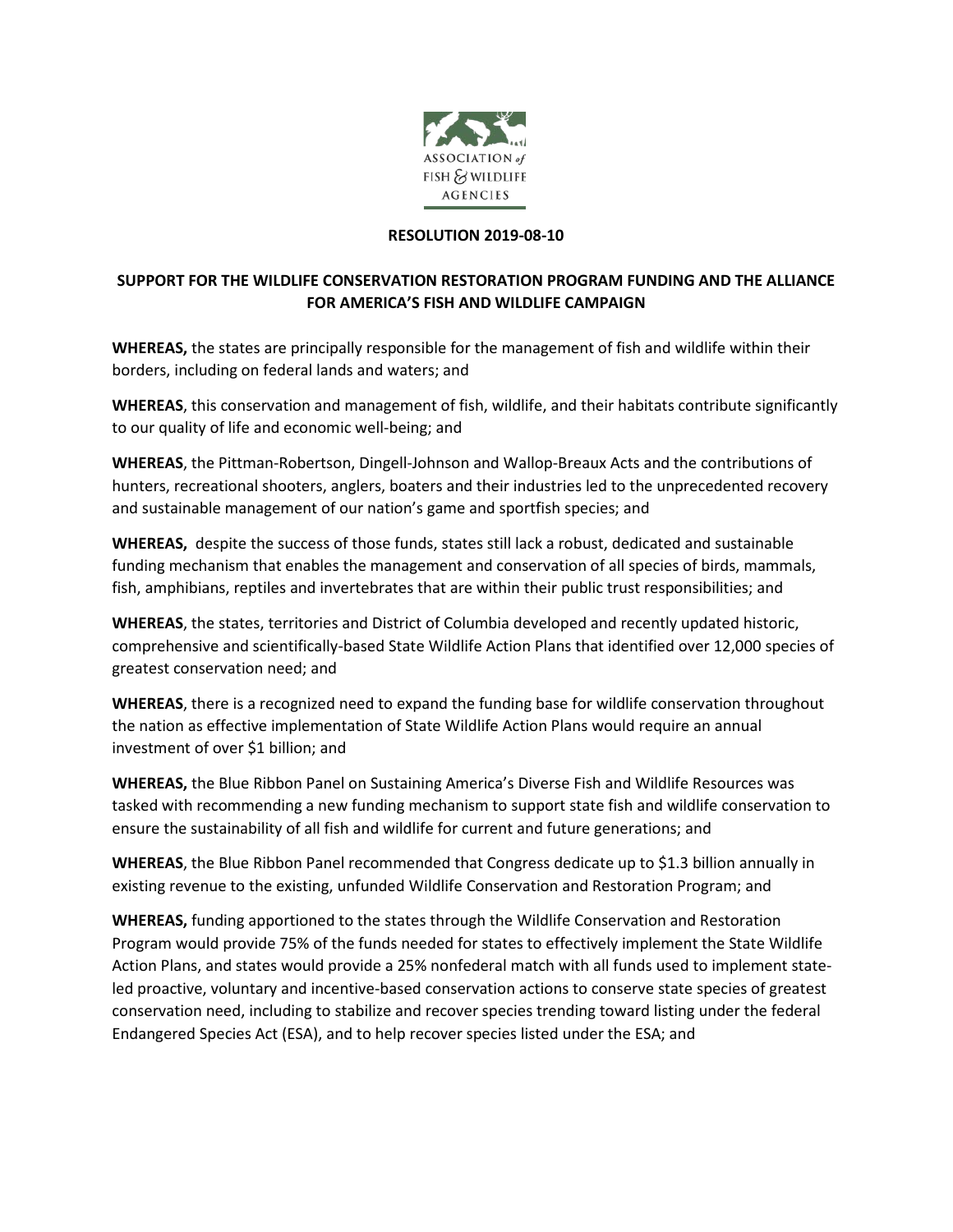ASSOCIATION *of* FISH & WILDLIFE AGENCIES

**RESOLUTION 2019-08-10**

**SUPPORT FOR THE WILDLIFE CONSERVATION RESTORATION PROGRAM FUNDING AND THE ALLIANCE FOR AMERICA'S FISH AND WILDLIFE CAMPAIGN**

**WHEREAS,** the states are principally responsible for the management of fish and wildlife within their borders, including on federal lands and waters; and

**WHEREAS**, this conservation and management of fish, wildlife, and their habitats contribute significantly to our quality of life and economic well-being; and

**WHEREAS**, the Pittman-Robertson, Dingell-Johnson and Wallop-Breaux Acts and the contributions of hunters, recreational shooters, anglers, boaters and their industries led to the unprecedented recovery and sustainable management of our nation's game and sportfish species; and

**WHEREAS,** despite the success of those funds, states still lack a robust, dedicated and sustainable funding mechanism that enables the management and conservation of all species of birds, mammals, fish, amphibians, reptiles and invertebrates that are within their public trust responsibilities; and

**WHEREAS**, the states, territories and District of Columbia developed and recently updated historic, comprehensive and scientifically-based State Wildlife Action Plans that identified over 12,000 species of greatest conservation need; and

**WHEREAS**, there is a recognized need to expand the funding base for wildlife conservation throughout the nation as effective implementation of State Wildlife Action Plans would require an annual investment of over $1 billion; and

**WHEREAS,** the Blue Ribbon Panel on Sustaining America's Diverse Fish and Wildlife Resources was tasked with recommending a new funding mechanism to support state fish and wildlife conservation to ensure the sustainability of all fish and wildlife for current and future generations; and

**WHEREAS**, the Blue Ribbon Panel recommended that Congress dedicate up to $1.3 billion annually in existing revenue to the existing, unfunded Wildlife Conservation and Restoration Program; and

**WHEREAS,** funding apportioned to the states through the Wildlife Conservation and Restoration Program would provide 75% of the funds needed for states to effectively implement the State Wildlife Action Plans, and states would provide a 25% nonfederal match with all funds used to implement state-led proactive, voluntary and incentive-based conservation actions to conserve state species of greatest conservation need, including to stabilize and recover species trending toward listing under the federal Endangered Species Act (ESA), and to help recover species listed under the ESA; and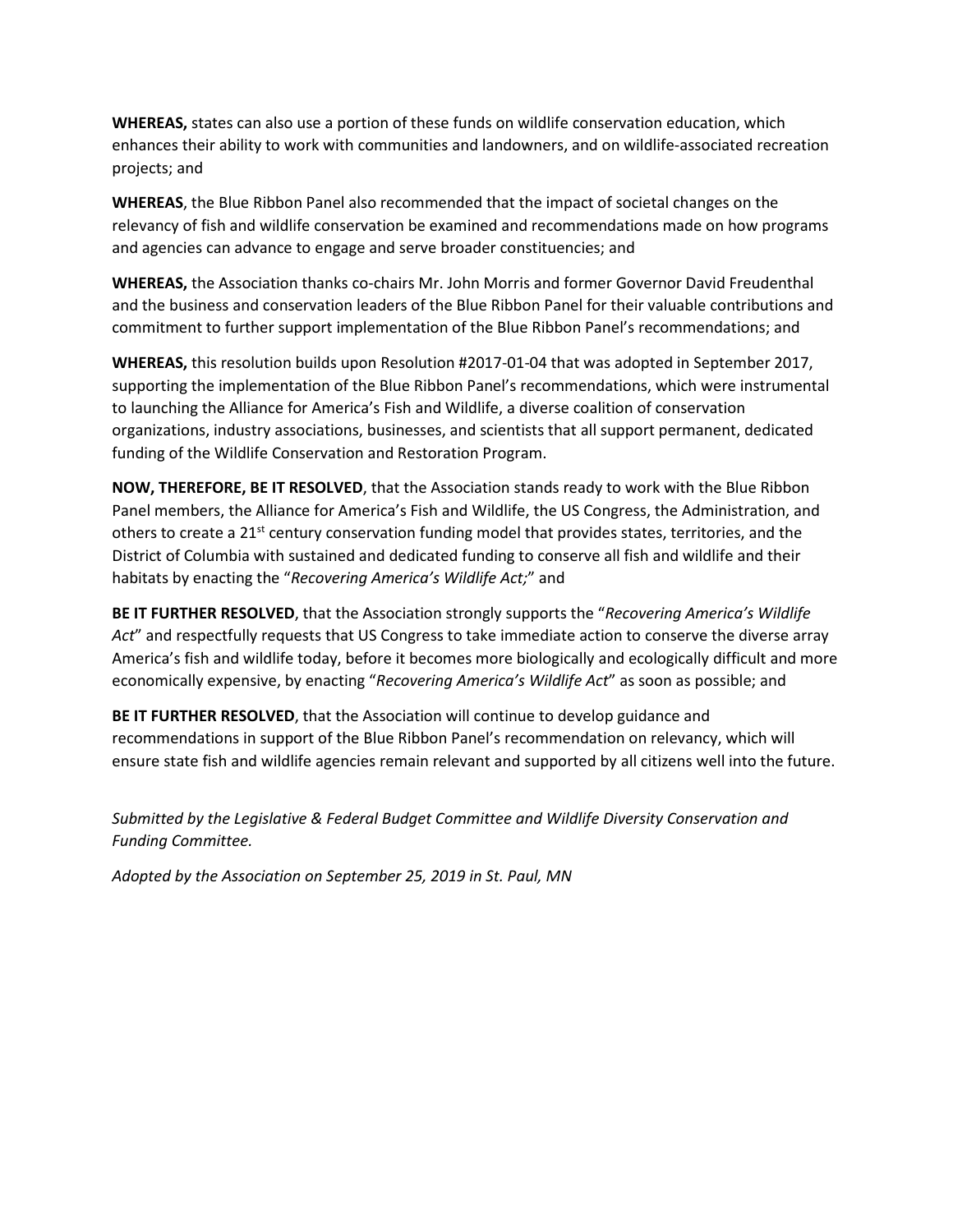**WHEREAS,** states can also use a portion of these funds on wildlife conservation education, which enhances their ability to work with communities and landowners, and on wildlife-associated recreation projects; and

**WHEREAS**, the Blue Ribbon Panel also recommended that the impact of societal changes on the relevancy of fish and wildlife conservation be examined and recommendations made on how programs and agencies can advance to engage and serve broader constituencies; and

**WHEREAS,** the Association thanks co-chairs Mr. John Morris and former Governor David Freudenthal and the business and conservation leaders of the Blue Ribbon Panel for their valuable contributions and commitment to further support implementation of the Blue Ribbon Panel's recommendations; and

**WHEREAS,** this resolution builds upon Resolution #2017-01-04 that was adopted in September 2017, supporting the implementation of the Blue Ribbon Panel's recommendations, which were instrumental to launching the Alliance for America's Fish and Wildlife, a diverse coalition of conservation organizations, industry associations, businesses, and scientists that all support permanent, dedicated funding of the Wildlife Conservation and Restoration Program.

**NOW, THEREFORE, BE IT RESOLVED**, that the Association stands ready to work with the Blue Ribbon Panel members, the Alliance for America's Fish and Wildlife, the US Congress, the Administration, and others to create a 21st century conservation funding model that provides states, territories, and the District of Columbia with sustained and dedicated funding to conserve all fish and wildlife and their habitats by enacting the "*Recovering America's Wildlife Act;*" and

**BE IT FURTHER RESOLVED**, that the Association strongly supports the "*Recovering America's Wildlife Act*" and respectfully requests that US Congress to take immediate action to conserve the diverse array America's fish and wildlife today, before it becomes more biologically and ecologically difficult and more economically expensive, by enacting "*Recovering America's Wildlife Act*" as soon as possible; and

**BE IT FURTHER RESOLVED**, that the Association will continue to develop guidance and recommendations in support of the Blue Ribbon Panel's recommendation on relevancy, which will ensure state fish and wildlife agencies remain relevant and supported by all citizens well into the future.

*Submitted by the Legislative & Federal Budget Committee and Wildlife Diversity Conservation and Funding Committee.*

*Adopted by the Association on September 25, 2019 in St. Paul, MN*